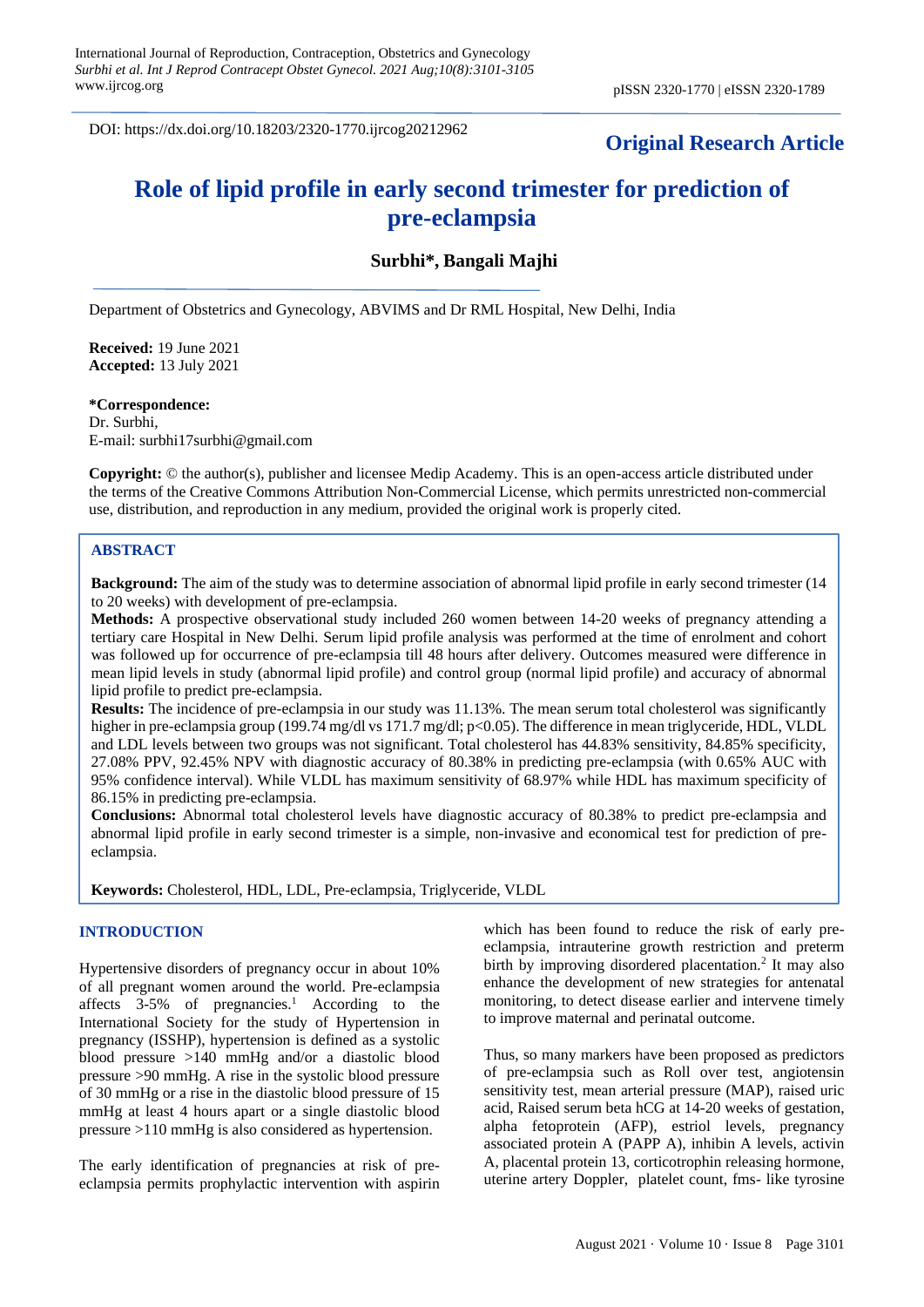DOI: https://dx.doi.org/10.18203/2320-1770.ijrcog20212962

**Original Research Article**

# Role of lipid profile in early second trimester for prediction of pre-eclampsia

**Surbhi*, Bangali Majhi**

Department of Obstetrics and Gynecology, ABVIMS and Dr RML Hospital, New Delhi, India

**Received:** 19 June 2021
**Accepted:** 13 July 2021

***Correspondence:**
Dr. Surbhi,
E-mail: surbhi17surbhi@gmail.com

**Copyright:** © the author(s), publisher and licensee Medip Academy. This is an open-access article distributed under the terms of the Creative Commons Attribution Non-Commercial License, which permits unrestricted non-commercial use, distribution, and reproduction in any medium, provided the original work is properly cited.

## ABSTRACT

**Background:** The aim of the study was to determine association of abnormal lipid profile in early second trimester (14 to 20 weeks) with development of pre-eclampsia.

**Methods:** A prospective observational study included 260 women between 14-20 weeks of pregnancy attending a tertiary care Hospital in New Delhi. Serum lipid profile analysis was performed at the time of enrolment and cohort was followed up for occurrence of pre-eclampsia till 48 hours after delivery. Outcomes measured were difference in mean lipid levels in study (abnormal lipid profile) and control group (normal lipid profile) and accuracy of abnormal lipid profile to predict pre-eclampsia.

**Results:** The incidence of pre-eclampsia in our study was 11.13%. The mean serum total cholesterol was significantly higher in pre-eclampsia group (199.74 mg/dl vs 171.7 mg/dl; $p<0.05$). The difference in mean triglyceride, HDL, VLDL and LDL levels between two groups was not significant. Total cholesterol has 44.83% sensitivity, 84.85% specificity, 27.08% PPV, 92.45% NPV with diagnostic accuracy of 80.38% in predicting pre-eclampsia (with 0.65% AUC with 95% confidence interval). While VLDL has maximum sensitivity of 68.97% while HDL has maximum specificity of 86.15% in predicting pre-eclampsia.

**Conclusions:** Abnormal total cholesterol levels have diagnostic accuracy of 80.38% to predict pre-eclampsia and abnormal lipid profile in early second trimester is a simple, non-invasive and economical test for prediction of pre-eclampsia.

**Keywords:** Cholesterol, HDL, LDL, Pre-eclampsia, Triglyceride, VLDL

## INTRODUCTION

Hypertensive disorders of pregnancy occur in about 10% of all pregnant women around the world. Pre-eclampsia affects 3-5% of pregnancies.[1] According to the International Society for the study of Hypertension in pregnancy (ISSHP), hypertension is defined as a systolic blood pressure >140 mmHg and/or a diastolic blood pressure >90 mmHg. A rise in the systolic blood pressure of 30 mmHg or a rise in the diastolic blood pressure of 15 mmHg at least 4 hours apart or a single diastolic blood pressure >110 mmHg is also considered as hypertension.

The early identification of pregnancies at risk of pre-eclampsia permits prophylactic intervention with aspirin which has been found to reduce the risk of early pre-eclampsia, intrauterine growth restriction and preterm birth by improving disordered placentation.[2] It may also enhance the development of new strategies for antenatal monitoring, to detect disease earlier and intervene timely to improve maternal and perinatal outcome.

Thus, so many markers have been proposed as predictors of pre-eclampsia such as Roll over test, angiotensin sensitivity test, mean arterial pressure (MAP), raised uric acid, Raised serum beta hCG at 14-20 weeks of gestation, alpha fetoprotein (AFP), estriol levels, pregnancy associated protein A (PAPP A), inhibin A levels, activin A, placental protein 13, corticotrophin releasing hormone, uterine artery Doppler, platelet count, fms- like tyrosine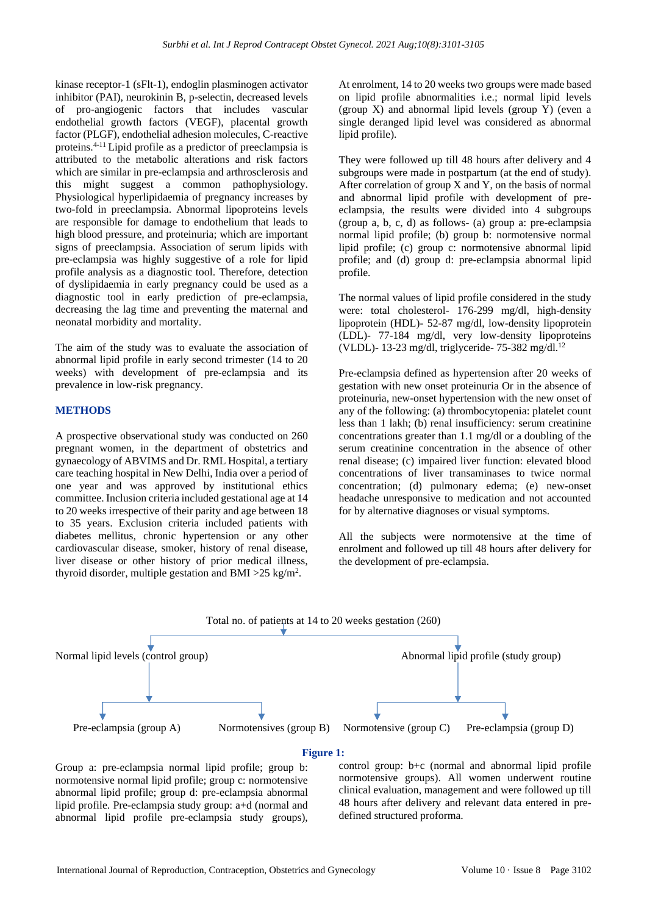kinase receptor-1 (sFlt-1), endoglin plasminogen activator inhibitor (PAI), neurokinin B, p-selectin, decreased levels of pro-angiogenic factors that includes vascular endothelial growth factors (VEGF), placental growth factor (PLGF), endothelial adhesion molecules, C-reactive proteins.[4-11] Lipid profile as a predictor of preeclampsia is attributed to the metabolic alterations and risk factors which are similar in pre-eclampsia and arthrosclerosis and this might suggest a common pathophysiology. Physiological hyperlipidaemia of pregnancy increases by two-fold in preeclampsia. Abnormal lipoproteins levels are responsible for damage to endothelium that leads to high blood pressure, and proteinuria; which are important signs of preeclampsia. Association of serum lipids with pre-eclampsia was highly suggestive of a role for lipid profile analysis as a diagnostic tool. Therefore, detection of dyslipidaemia in early pregnancy could be used as a diagnostic tool in early prediction of pre-eclampsia, decreasing the lag time and preventing the maternal and neonatal morbidity and mortality.

The aim of the study was to evaluate the association of abnormal lipid profile in early second trimester (14 to 20 weeks) with development of pre-eclampsia and its prevalence in low-risk pregnancy.

## METHODS

A prospective observational study was conducted on 260 pregnant women, in the department of obstetrics and gynaecology of ABVIMS and Dr. RML Hospital, a tertiary care teaching hospital in New Delhi, India over a period of one year and was approved by institutional ethics committee. Inclusion criteria included gestational age at 14 to 20 weeks irrespective of their parity and age between 18 to 35 years. Exclusion criteria included patients with diabetes mellitus, chronic hypertension or any other cardiovascular disease, smoker, history of renal disease, liver disease or other history of prior medical illness, thyroid disorder, multiple gestation and BMI >25 kg/m$^2$.

At enrolment, 14 to 20 weeks two groups were made based on lipid profile abnormalities i.e.; normal lipid levels (group X) and abnormal lipid levels (group Y) (even a single deranged lipid level was considered as abnormal lipid profile).

They were followed up till 48 hours after delivery and 4 subgroups were made in postpartum (at the end of study). After correlation of group X and Y, on the basis of normal and abnormal lipid profile with development of pre-eclampsia, the results were divided into 4 subgroups (group a, b, c, d) as follows- (a) group a: pre-eclampsia normal lipid profile; (b) group b: normotensive normal lipid profile; (c) group c: normotensive abnormal lipid profile; and (d) group d: pre-eclampsia abnormal lipid profile.

The normal values of lipid profile considered in the study were: total cholesterol- 176-299 mg/dl, high-density lipoprotein (HDL)- 52-87 mg/dl, low-density lipoprotein (LDL)- 77-184 mg/dl, very low-density lipoproteins (VLDL)- 13-23 mg/dl, triglyceride- 75-382 mg/dl.[12]

Pre-eclampsia defined as hypertension after 20 weeks of gestation with new onset proteinuria Or in the absence of proteinuria, new-onset hypertension with the new onset of any of the following: (a) thrombocytopenia: platelet count less than 1 lakh; (b) renal insufficiency: serum creatinine concentrations greater than 1.1 mg/dl or a doubling of the serum creatinine concentration in the absence of other renal disease; (c) impaired liver function: elevated blood concentrations of liver transaminases to twice normal concentration; (d) pulmonary edema; (e) new-onset headache unresponsive to medication and not accounted for by alternative diagnoses or visual symptoms.

All the subjects were normotensive at the time of enrolment and followed up till 48 hours after delivery for the development of pre-eclampsia.

Total no. of patients at 14 to 20 weeks gestation (260)

Normal lipid levels (control group) | Abnormal lipid profile (study group)

Pre-eclampsia (group A) | Normotensives (group B) | Normotensive (group C) | Pre-eclampsia (group D)

**Figure 1:**

Group a: pre-eclampsia normal lipid profile; group b: normotensive normal lipid profile; group c: normotensive abnormal lipid profile; group d: pre-eclampsia abnormal lipid profile. Pre-eclampsia study group: a+d (normal and abnormal lipid profile pre-eclampsia study groups), control group: b+c (normal and abnormal lipid profile normotensive groups). All women underwent routine clinical evaluation, management and were followed up till 48 hours after delivery and relevant data entered in pre-defined structured proforma.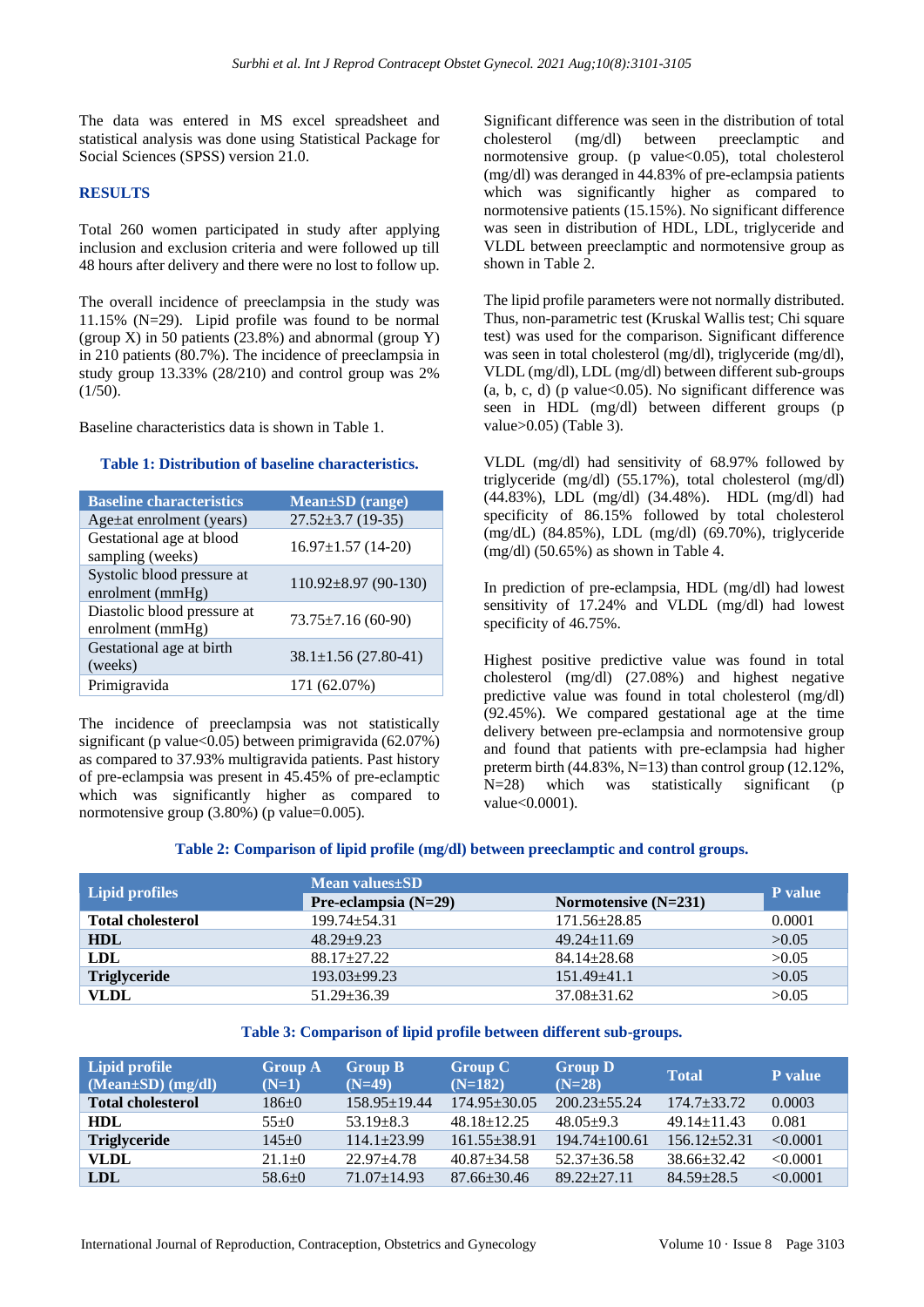The data was entered in MS excel spreadsheet and statistical analysis was done using Statistical Package for Social Sciences (SPSS) version 21.0.

## RESULTS

Total 260 women participated in study after applying inclusion and exclusion criteria and were followed up till 48 hours after delivery and there were no lost to follow up.

The overall incidence of preeclampsia in the study was 11.15% (N=29). Lipid profile was found to be normal (group X) in 50 patients (23.8%) and abnormal (group Y) in 210 patients (80.7%). The incidence of preeclampsia in study group 13.33% (28/210) and control group was 2% (1/50).

Baseline characteristics data is shown in Table 1.

**Table 1: Distribution of baseline characteristics.**

| Baseline characteristics | Mean±SD (range) |
|---|---|
| Age±at enrolment (years) | 27.52±3.7 (19-35) |
| Gestational age at blood sampling (weeks) | 16.97±1.57 (14-20) |
| Systolic blood pressure at enrolment (mmHg) | 110.92±8.97 (90-130) |
| Diastolic blood pressure at enrolment (mmHg) | 73.75±7.16 (60-90) |
| Gestational age at birth (weeks) | 38.1±1.56 (27.80-41) |
| Primigravida | 171 (62.07%) |

The incidence of preeclampsia was not statistically significant (p value<0.05) between primigravida (62.07%) as compared to 37.93% multigravida patients. Past history of pre-eclampsia was present in 45.45% of pre-eclamptic which was significantly higher as compared to normotensive group (3.80%) (p value=0.005).

Significant difference was seen in the distribution of total cholesterol (mg/dl) between preeclamptic and normotensive group. (p value<0.05), total cholesterol (mg/dl) was deranged in 44.83% of pre-eclampsia patients which was significantly higher as compared to normotensive patients (15.15%). No significant difference was seen in distribution of HDL, LDL, triglyceride and VLDL between preeclamptic and normotensive group as shown in Table 2.

The lipid profile parameters were not normally distributed. Thus, non-parametric test (Kruskal Wallis test; Chi square test) was used for the comparison. Significant difference was seen in total cholesterol (mg/dl), triglyceride (mg/dl), VLDL (mg/dl), LDL (mg/dl) between different sub-groups (a, b, c, d) (p value<0.05). No significant difference was seen in HDL (mg/dl) between different groups (p value>0.05) (Table 3).

VLDL (mg/dl) had sensitivity of 68.97% followed by triglyceride (mg/dl) (55.17%), total cholesterol (mg/dl) (44.83%), LDL (mg/dl) (34.48%). HDL (mg/dl) had specificity of 86.15% followed by total cholesterol (mg/dL) (84.85%), LDL (mg/dl) (69.70%), triglyceride (mg/dl) (50.65%) as shown in Table 4.

In prediction of pre-eclampsia, HDL (mg/dl) had lowest sensitivity of 17.24% and VLDL (mg/dl) had lowest specificity of 46.75%.

Highest positive predictive value was found in total cholesterol (mg/dl) (27.08%) and highest negative predictive value was found in total cholesterol (mg/dl) (92.45%). We compared gestational age at the time delivery between pre-eclampsia and normotensive group and found that patients with pre-eclampsia had higher preterm birth (44.83%, N=13) than control group (12.12%, N=28) which was statistically significant (p value<0.0001).

**Table 2: Comparison of lipid profile (mg/dl) between preeclamptic and control groups.**

| Lipid profiles | Mean values±SD | | P value |
|---|---|---|---|
| | Pre-eclampsia (N=29) | Normotensive (N=231) | |
| **Total cholesterol** | 199.74±54.31 | 171.56±28.85 | 0.0001 |
| **HDL** | 48.29±9.23 | 49.24±11.69 | >0.05 |
| **LDL** | 88.17±27.22 | 84.14±28.68 | >0.05 |
| **Triglyceride** | 193.03±99.23 | 151.49±41.1 | >0.05 |
| **VLDL** | 51.29±36.39 | 37.08±31.62 | >0.05 |

**Table 3: Comparison of lipid profile between different sub-groups.**

| Lipid profile (Mean±SD) (mg/dl) | Group A (N=1) | Group B (N=49) | Group C (N=182) | Group D (N=28) | Total | P value |
|---|---|---|---|---|---|---|
| **Total cholesterol** | 186±0 | 158.95±19.44 | 174.95±30.05 | 200.23±55.24 | 174.7±33.72 | 0.0003 |
| **HDL** | 55±0 | 53.19±8.3 | 48.18±12.25 | 48.05±9.3 | 49.14±11.43 | 0.081 |
| **Triglyceride** | 145±0 | 114.1±23.99 | 161.55±38.91 | 194.74±100.61 | 156.12±52.31 | <0.0001 |
| **VLDL** | 21.1±0 | 22.97±4.78 | 40.87±34.58 | 52.37±36.58 | 38.66±32.42 | <0.0001 |
| **LDL** | 58.6±0 | 71.07±14.93 | 87.66±30.46 | 89.22±27.11 | 84.59±28.5 | <0.0001 |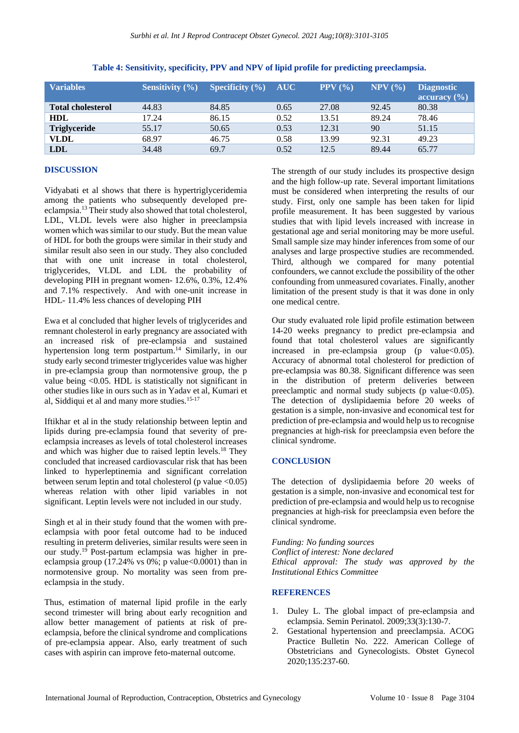**Table 4: Sensitivity, specificity, PPV and NPV of lipid profile for predicting preeclampsia.**

| Variables | Sensitivity (%) | Specificity (%) | AUC | PPV (%) | NPV (%) | Diagnostic accuracy (%) |
|---|---|---|---|---|---|---|
| **Total cholesterol** | 44.83 | 84.85 | 0.65 | 27.08 | 92.45 | 80.38 |
| **HDL** | 17.24 | 86.15 | 0.52 | 13.51 | 89.24 | 78.46 |
| **Triglyceride** | 55.17 | 50.65 | 0.53 | 12.31 | 90 | 51.15 |
| **VLDL** | 68.97 | 46.75 | 0.58 | 13.99 | 92.31 | 49.23 |
| **LDL** | 34.48 | 69.7 | 0.52 | 12.5 | 89.44 | 65.77 |

## DISCUSSION

Vidyabati et al shows that there is hypertriglyceridemia among the patients who subsequently developed pre-eclampsia.[13] Their study also showed that total cholesterol, LDL, VLDL levels were also higher in preeclampsia women which was similar to our study. But the mean value of HDL for both the groups were similar in their study and similar result also seen in our study. They also concluded that with one unit increase in total cholesterol, triglycerides, VLDL and LDL the probability of developing PIH in pregnant women- 12.6%, 0.3%, 12.4% and 7.1% respectively. And with one-unit increase in HDL- 11.4% less chances of developing PIH

Ewa et al concluded that higher levels of triglycerides and remnant cholesterol in early pregnancy are associated with an increased risk of pre-eclampsia and sustained hypertension long term postpartum.[14] Similarly, in our study early second trimester triglycerides value was higher in pre-eclampsia group than normotensive group, the p value being <0.05. HDL is statistically not significant in other studies like in ours such as in Yadav et al, Kumari et al, Siddiqui et al and many more studies.[15-17]

Iftikhar et al in the study relationship between leptin and lipids during pre-eclampsia found that severity of pre-eclampsia increases as levels of total cholesterol increases and which was higher due to raised leptin levels.[18] They concluded that increased cardiovascular risk that has been linked to hyperleptinemia and significant correlation between serum leptin and total cholesterol (p value <0.05) whereas relation with other lipid variables in not significant. Leptin levels were not included in our study.

Singh et al in their study found that the women with pre-eclampsia with poor fetal outcome had to be induced resulting in preterm deliveries, similar results were seen in our study.[19] Post-partum eclampsia was higher in pre-eclampsia group (17.24% vs 0%; p value<0.0001) than in normotensive group. No mortality was seen from pre-eclampsia in the study.

Thus, estimation of maternal lipid profile in the early second trimester will bring about early recognition and allow better management of patients at risk of pre-eclampsia, before the clinical syndrome and complications of pre-eclampsia appear. Also, early treatment of such cases with aspirin can improve feto-maternal outcome.

The strength of our study includes its prospective design and the high follow-up rate. Several important limitations must be considered when interpreting the results of our study. First, only one sample has been taken for lipid profile measurement. It has been suggested by various studies that with lipid levels increased with increase in gestational age and serial monitoring may be more useful. Small sample size may hinder inferences from some of our analyses and large prospective studies are recommended. Third, although we compared for many potential confounders, we cannot exclude the possibility of the other confounding from unmeasured covariates. Finally, another limitation of the present study is that it was done in only one medical centre.

Our study evaluated role lipid profile estimation between 14-20 weeks pregnancy to predict pre-eclampsia and found that total cholesterol values are significantly increased in pre-eclampsia group (p value<0.05). Accuracy of abnormal total cholesterol for prediction of pre-eclampsia was 80.38. Significant difference was seen in the distribution of preterm deliveries between preeclamptic and normal study subjects (p value<0.05). The detection of dyslipidaemia before 20 weeks of gestation is a simple, non-invasive and economical test for prediction of pre-eclampsia and would help us to recognise pregnancies at high-risk for preeclampsia even before the clinical syndrome.

## CONCLUSION

The detection of dyslipidaemia before 20 weeks of gestation is a simple, non-invasive and economical test for prediction of pre-eclampsia and would help us to recognise pregnancies at high-risk for preeclampsia even before the clinical syndrome.

*Funding: No funding sources*
*Conflict of interest: None declared*
*Ethical approval: The study was approved by the Institutional Ethics Committee*

## REFERENCES

1. Duley L. The global impact of pre-eclampsia and eclampsia. Semin Perinatol. 2009;33(3):130-7.
2. Gestational hypertension and preeclampsia. ACOG Practice Bulletin No. 222. American College of Obstetricians and Gynecologists. Obstet Gynecol 2020;135:237-60.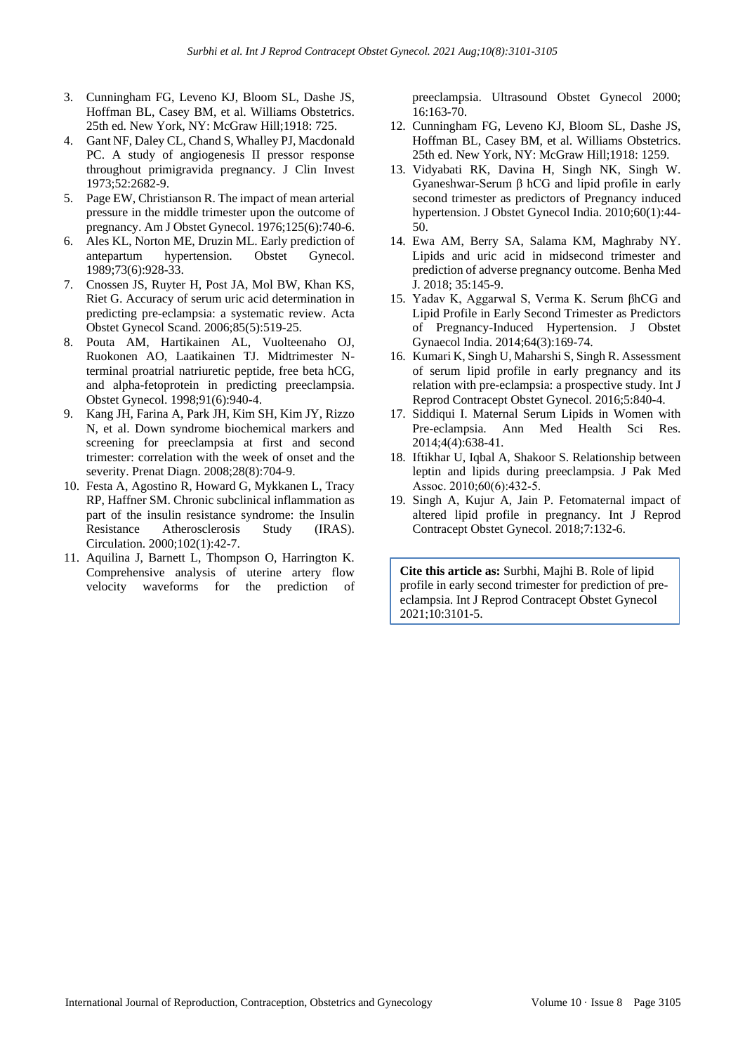3. Cunningham FG, Leveno KJ, Bloom SL, Dashe JS, Hoffman BL, Casey BM, et al. Williams Obstetrics. 25th ed. New York, NY: McGraw Hill;1918: 725.
4. Gant NF, Daley CL, Chand S, Whalley PJ, Macdonald PC. A study of angiogenesis II pressor response throughout primigravida pregnancy. J Clin Invest 1973;52:2682-9.
5. Page EW, Christianson R. The impact of mean arterial pressure in the middle trimester upon the outcome of pregnancy. Am J Obstet Gynecol. 1976;125(6):740-6.
6. Ales KL, Norton ME, Druzin ML. Early prediction of antepartum hypertension. Obstet Gynecol. 1989;73(6):928-33.
7. Cnossen JS, Ruyter H, Post JA, Mol BW, Khan KS, Riet G. Accuracy of serum uric acid determination in predicting pre-eclampsia: a systematic review. Acta Obstet Gynecol Scand. 2006;85(5):519-25.
8. Pouta AM, Hartikainen AL, Vuolteenaho OJ, Ruokonen AO, Laatikainen TJ. Midtrimester N-terminal proatrial natriuretic peptide, free beta hCG, and alpha-fetoprotein in predicting preeclampsia. Obstet Gynecol. 1998;91(6):940-4.
9. Kang JH, Farina A, Park JH, Kim SH, Kim JY, Rizzo N, et al. Down syndrome biochemical markers and screening for preeclampsia at first and second trimester: correlation with the week of onset and the severity. Prenat Diagn. 2008;28(8):704-9.
10. Festa A, Agostino R, Howard G, Mykkanen L, Tracy RP, Haffner SM. Chronic subclinical inflammation as part of the insulin resistance syndrome: the Insulin Resistance Atherosclerosis Study (IRAS). Circulation. 2000;102(1):42-7.
11. Aquilina J, Barnett L, Thompson O, Harrington K. Comprehensive analysis of uterine artery flow velocity waveforms for the prediction of preeclampsia. Ultrasound Obstet Gynecol 2000; 16:163-70.
12. Cunningham FG, Leveno KJ, Bloom SL, Dashe JS, Hoffman BL, Casey BM, et al. Williams Obstetrics. 25th ed. New York, NY: McGraw Hill;1918: 1259.
13. Vidyabati RK, Davina H, Singh NK, Singh W. Gyaneshwar-Serum β hCG and lipid profile in early second trimester as predictors of Pregnancy induced hypertension. J Obstet Gynecol India. 2010;60(1):44-50.
14. Ewa AM, Berry SA, Salama KM, Maghraby NY. Lipids and uric acid in midsecond trimester and prediction of adverse pregnancy outcome. Benha Med J. 2018; 35:145-9.
15. Yadav K, Aggarwal S, Verma K. Serum βhCG and Lipid Profile in Early Second Trimester as Predictors of Pregnancy-Induced Hypertension. J Obstet Gynaecol India. 2014;64(3):169-74.
16. Kumari K, Singh U, Maharshi S, Singh R. Assessment of serum lipid profile in early pregnancy and its relation with pre-eclampsia: a prospective study. Int J Reprod Contracept Obstet Gynecol. 2016;5:840-4.
17. Siddiqui I. Maternal Serum Lipids in Women with Pre-eclampsia. Ann Med Health Sci Res. 2014;4(4):638-41.
18. Iftikhar U, Iqbal A, Shakoor S. Relationship between leptin and lipids during preeclampsia. J Pak Med Assoc. 2010;60(6):432-5.
19. Singh A, Kujur A, Jain P. Fetomaternal impact of altered lipid profile in pregnancy. Int J Reprod Contracept Obstet Gynecol. 2018;7:132-6.

**Cite this article as:** Surbhi, Majhi B. Role of lipid profile in early second trimester for prediction of pre-eclampsia. Int J Reprod Contracept Obstet Gynecol 2021;10:3101-5.